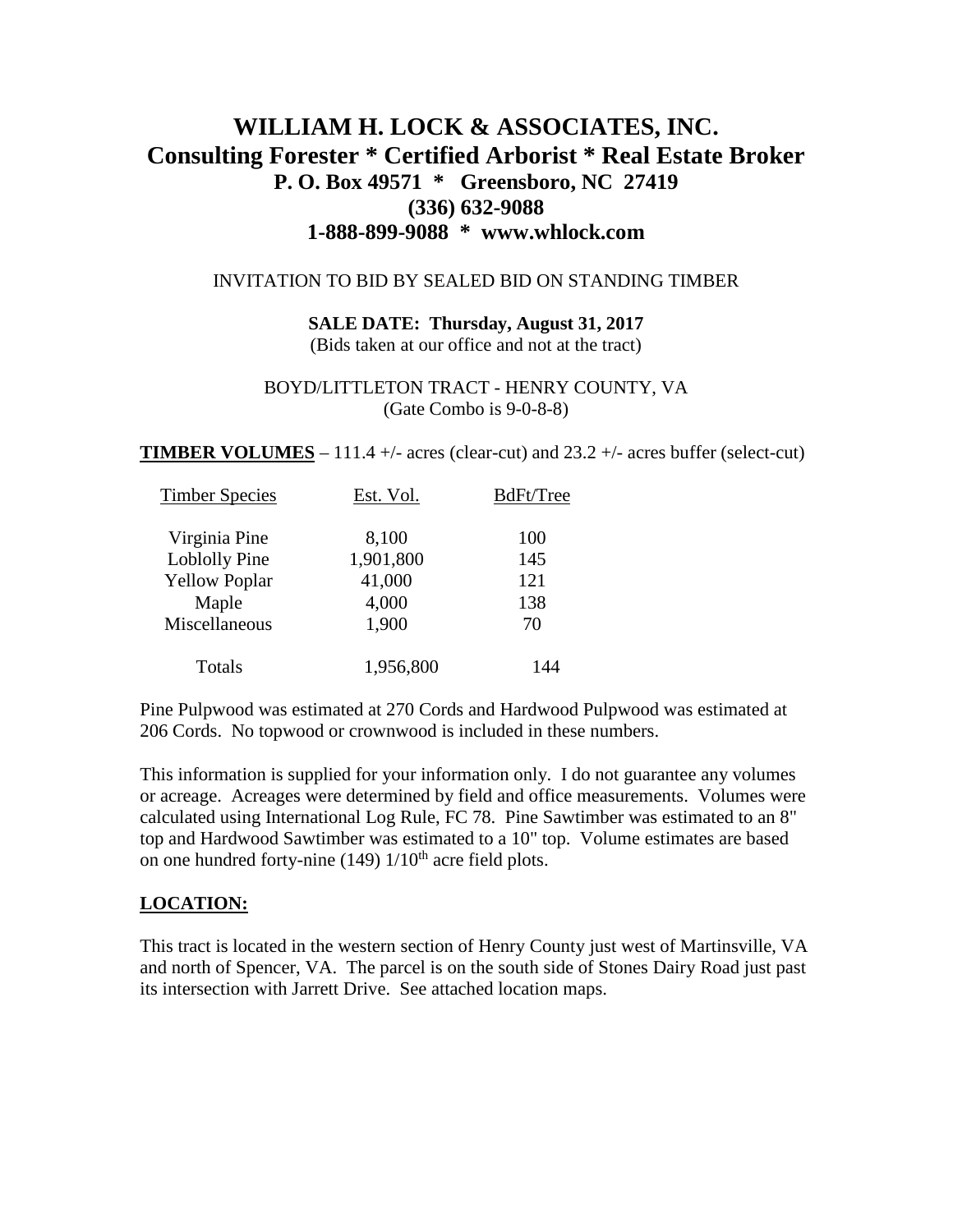# WILLIAM H. LOCK & ASSOCIATES, INC.

## Consulting Forester * Certified Arborist * Real Estate Broker

### P. O. Box 49571 * Greensboro, NC 27419

### (336) 632-9088

### 1-888-899-9088 * www.whlock.com

INVITATION TO BID BY SEALED BID ON STANDING TIMBER

**SALE DATE: Thursday, August 31, 2017**
(Bids taken at our office and not at the tract)

BOYD/LITTLETON TRACT - HENRY COUNTY, VA
(Gate Combo is 9-0-8-8)

**TIMBER VOLUMES** – 111.4 +/- acres (clear-cut) and 23.2 +/- acres buffer (select-cut)

| Timber Species | Est. Vol. | BdFt/Tree |
|---|---|---|
| Virginia Pine | 8,100 | 100 |
| Loblolly Pine | 1,901,800 | 145 |
| Yellow Poplar | 41,000 | 121 |
| Maple | 4,000 | 138 |
| Miscellaneous | 1,900 | 70 |
| Totals | 1,956,800 | 144 |

Pine Pulpwood was estimated at 270 Cords and Hardwood Pulpwood was estimated at 206 Cords. No topwood or crownwood is included in these numbers.

This information is supplied for your information only. I do not guarantee any volumes or acreage. Acreages were determined by field and office measurements. Volumes were calculated using International Log Rule, FC 78. Pine Sawtimber was estimated to an 8" top and Hardwood Sawtimber was estimated to a 10" top. Volume estimates are based on one hundred forty-nine (149) 1/10th acre field plots.

**LOCATION:**

This tract is located in the western section of Henry County just west of Martinsville, VA and north of Spencer, VA. The parcel is on the south side of Stones Dairy Road just past its intersection with Jarrett Drive. See attached location maps.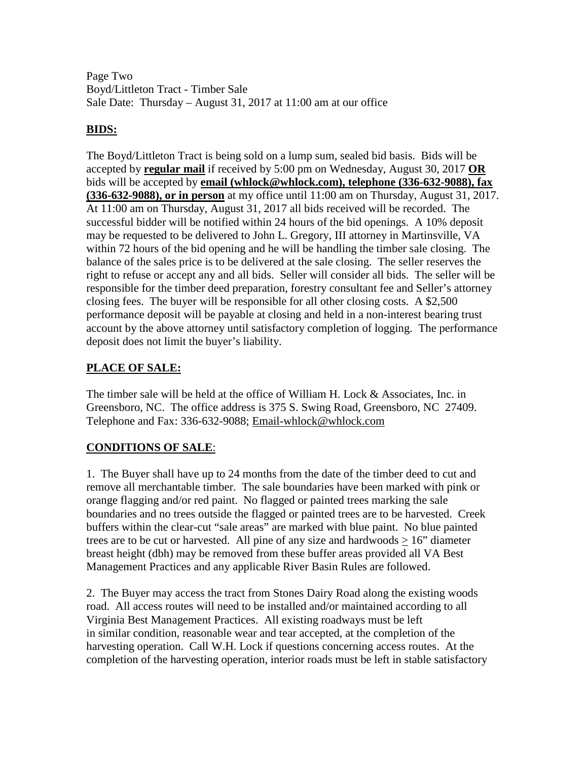Page Two
Boyd/Littleton Tract - Timber Sale
Sale Date: Thursday – August 31, 2017 at 11:00 am at our office

## BIDS:

The Boyd/Littleton Tract is being sold on a lump sum, sealed bid basis. Bids will be accepted by **regular mail** if received by 5:00 pm on Wednesday, August 30, 2017 **OR** bids will be accepted by **email (whlock@whlock.com), telephone (336-632-9088), fax (336-632-9088), or in person** at my office until 11:00 am on Thursday, August 31, 2017. At 11:00 am on Thursday, August 31, 2017 all bids received will be recorded. The successful bidder will be notified within 24 hours of the bid openings. A 10% deposit may be requested to be delivered to John L. Gregory, III attorney in Martinsville, VA within 72 hours of the bid opening and he will be handling the timber sale closing. The balance of the sales price is to be delivered at the sale closing. The seller reserves the right to refuse or accept any and all bids. Seller will consider all bids. The seller will be responsible for the timber deed preparation, forestry consultant fee and Seller's attorney closing fees. The buyer will be responsible for all other closing costs. A $2,500 performance deposit will be payable at closing and held in a non-interest bearing trust account by the above attorney until satisfactory completion of logging. The performance deposit does not limit the buyer's liability.

## PLACE OF SALE:

The timber sale will be held at the office of William H. Lock & Associates, Inc. in Greensboro, NC. The office address is 375 S. Swing Road, Greensboro, NC 27409. Telephone and Fax: 336-632-9088; Email-whlock@whlock.com

## CONDITIONS OF SALE:

1. The Buyer shall have up to 24 months from the date of the timber deed to cut and remove all merchantable timber. The sale boundaries have been marked with pink or orange flagging and/or red paint. No flagged or painted trees marking the sale boundaries and no trees outside the flagged or painted trees are to be harvested. Creek buffers within the clear-cut "sale areas" are marked with blue paint. No blue painted trees are to be cut or harvested. All pine of any size and hardwoods ≥ 16" diameter breast height (dbh) may be removed from these buffer areas provided all VA Best Management Practices and any applicable River Basin Rules are followed.

2. The Buyer may access the tract from Stones Dairy Road along the existing woods road. All access routes will need to be installed and/or maintained according to all Virginia Best Management Practices. All existing roadways must be left in similar condition, reasonable wear and tear accepted, at the completion of the harvesting operation. Call W.H. Lock if questions concerning access routes. At the completion of the harvesting operation, interior roads must be left in stable satisfactory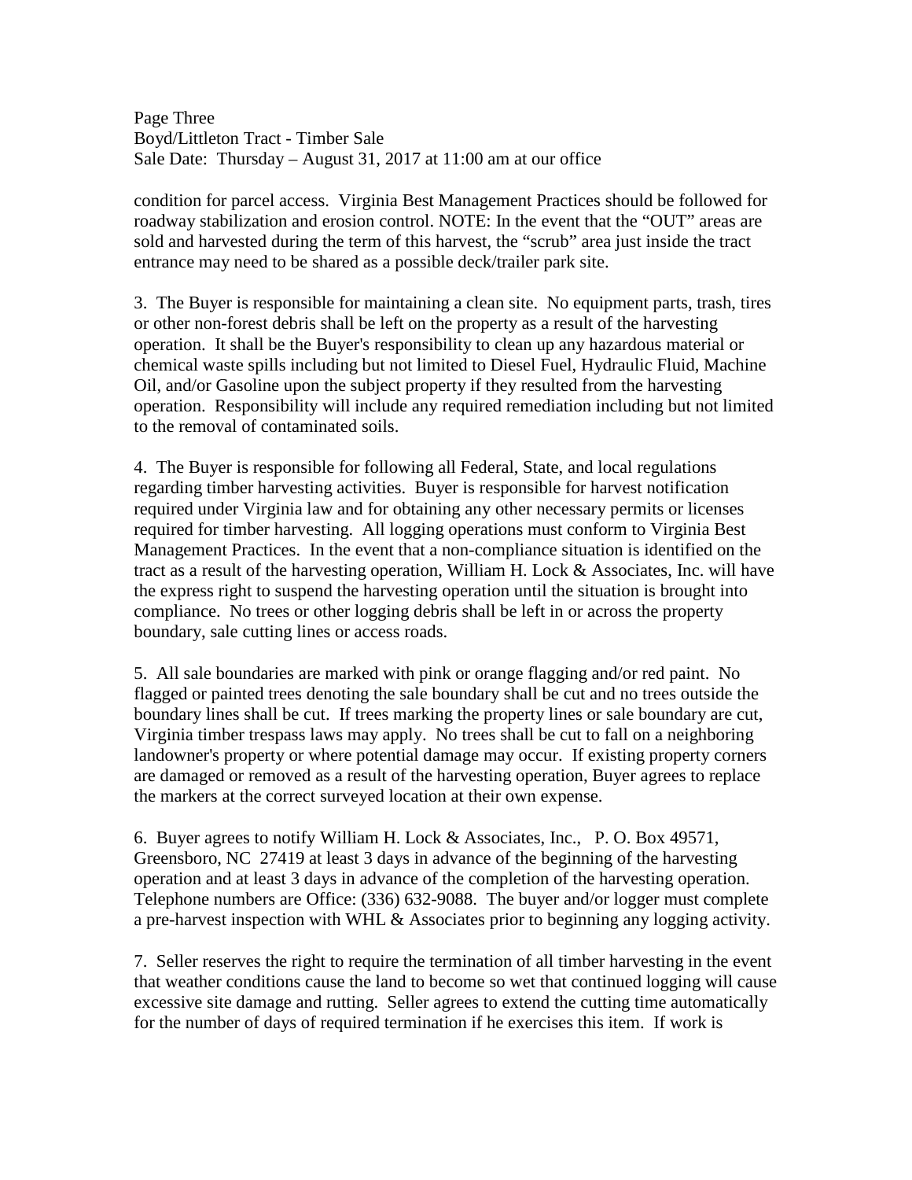condition for parcel access. Virginia Best Management Practices should be followed for roadway stabilization and erosion control. NOTE: In the event that the "OUT" areas are sold and harvested during the term of this harvest, the "scrub" area just inside the tract entrance may need to be shared as a possible deck/trailer park site.

3. The Buyer is responsible for maintaining a clean site. No equipment parts, trash, tires or other non-forest debris shall be left on the property as a result of the harvesting operation. It shall be the Buyer's responsibility to clean up any hazardous material or chemical waste spills including but not limited to Diesel Fuel, Hydraulic Fluid, Machine Oil, and/or Gasoline upon the subject property if they resulted from the harvesting operation. Responsibility will include any required remediation including but not limited to the removal of contaminated soils.

4. The Buyer is responsible for following all Federal, State, and local regulations regarding timber harvesting activities. Buyer is responsible for harvest notification required under Virginia law and for obtaining any other necessary permits or licenses required for timber harvesting. All logging operations must conform to Virginia Best Management Practices. In the event that a non-compliance situation is identified on the tract as a result of the harvesting operation, William H. Lock & Associates, Inc. will have the express right to suspend the harvesting operation until the situation is brought into compliance. No trees or other logging debris shall be left in or across the property boundary, sale cutting lines or access roads.

5. All sale boundaries are marked with pink or orange flagging and/or red paint. No flagged or painted trees denoting the sale boundary shall be cut and no trees outside the boundary lines shall be cut. If trees marking the property lines or sale boundary are cut, Virginia timber trespass laws may apply. No trees shall be cut to fall on a neighboring landowner's property or where potential damage may occur. If existing property corners are damaged or removed as a result of the harvesting operation, Buyer agrees to replace the markers at the correct surveyed location at their own expense.

6. Buyer agrees to notify William H. Lock & Associates, Inc., P. O. Box 49571, Greensboro, NC 27419 at least 3 days in advance of the beginning of the harvesting operation and at least 3 days in advance of the completion of the harvesting operation. Telephone numbers are Office: (336) 632-9088. The buyer and/or logger must complete a pre-harvest inspection with WHL & Associates prior to beginning any logging activity.

7. Seller reserves the right to require the termination of all timber harvesting in the event that weather conditions cause the land to become so wet that continued logging will cause excessive site damage and rutting. Seller agrees to extend the cutting time automatically for the number of days of required termination if he exercises this item. If work is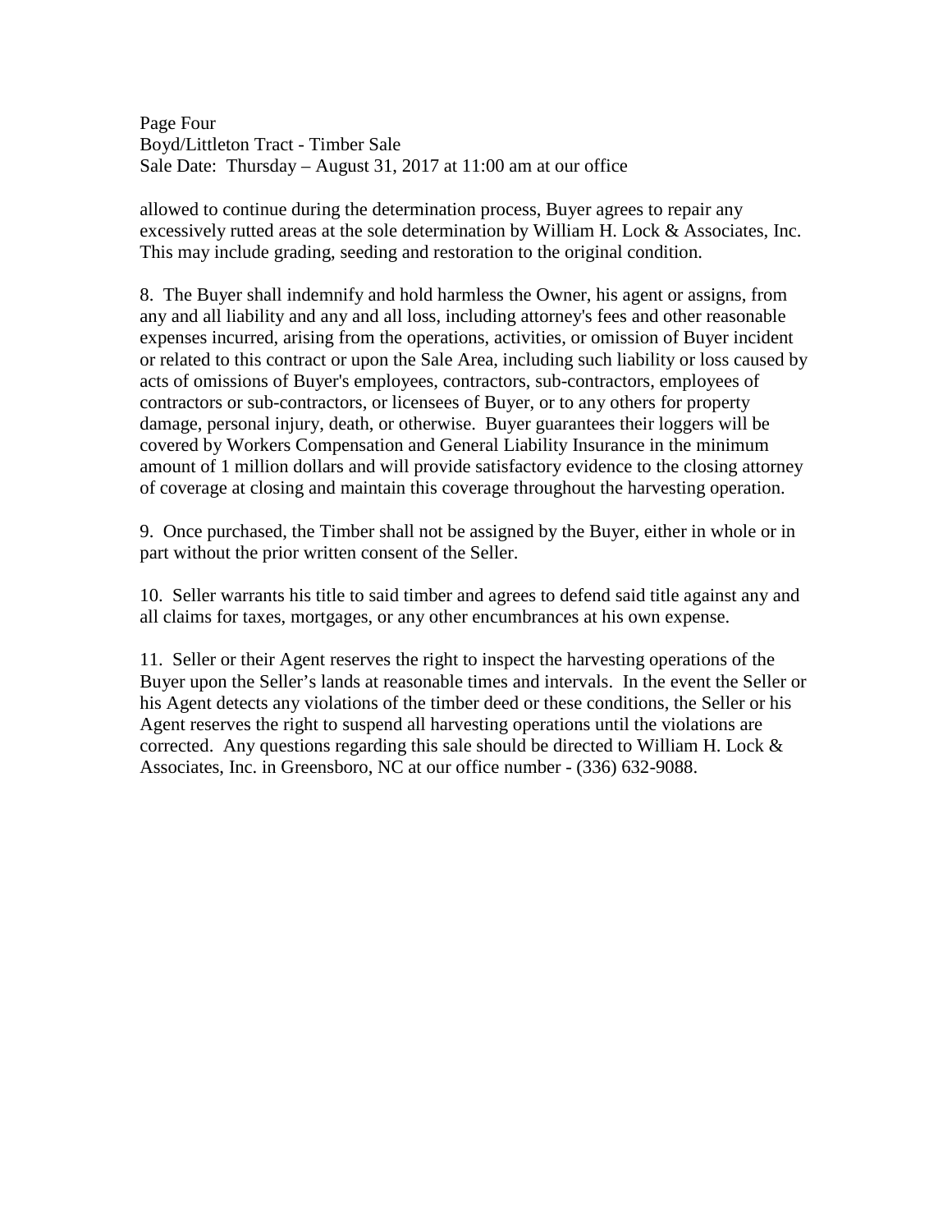allowed to continue during the determination process, Buyer agrees to repair any excessively rutted areas at the sole determination by William H. Lock & Associates, Inc. This may include grading, seeding and restoration to the original condition.

8. The Buyer shall indemnify and hold harmless the Owner, his agent or assigns, from any and all liability and any and all loss, including attorney's fees and other reasonable expenses incurred, arising from the operations, activities, or omission of Buyer incident or related to this contract or upon the Sale Area, including such liability or loss caused by acts of omissions of Buyer's employees, contractors, sub-contractors, employees of contractors or sub-contractors, or licensees of Buyer, or to any others for property damage, personal injury, death, or otherwise. Buyer guarantees their loggers will be covered by Workers Compensation and General Liability Insurance in the minimum amount of 1 million dollars and will provide satisfactory evidence to the closing attorney of coverage at closing and maintain this coverage throughout the harvesting operation.

9. Once purchased, the Timber shall not be assigned by the Buyer, either in whole or in part without the prior written consent of the Seller.

10. Seller warrants his title to said timber and agrees to defend said title against any and all claims for taxes, mortgages, or any other encumbrances at his own expense.

11. Seller or their Agent reserves the right to inspect the harvesting operations of the Buyer upon the Seller's lands at reasonable times and intervals. In the event the Seller or his Agent detects any violations of the timber deed or these conditions, the Seller or his Agent reserves the right to suspend all harvesting operations until the violations are corrected. Any questions regarding this sale should be directed to William H. Lock & Associates, Inc. in Greensboro, NC at our office number - (336) 632-9088.